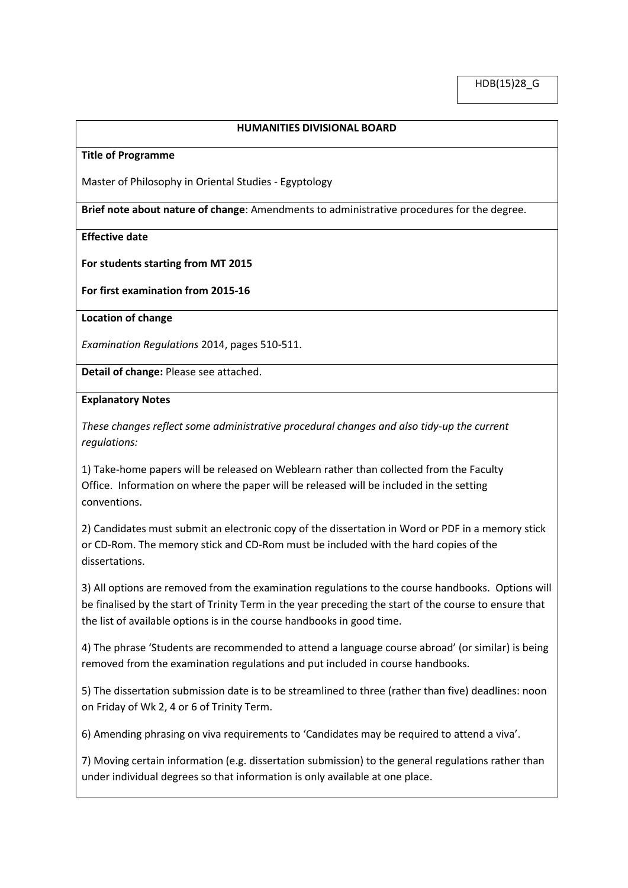HDB(15)28_G

## HUMANITIES DIVISIONAL BOARD

**Title of Programme**

Master of Philosophy in Oriental Studies - Egyptology

**Brief note about nature of change**: Amendments to administrative procedures for the degree.

**Effective date**

**For students starting from MT 2015**

**For first examination from 2015-16**

**Location of change**

*Examination Regulations* 2014, pages 510-511.

**Detail of change:** Please see attached.

**Explanatory Notes**

*These changes reflect some administrative procedural changes and also tidy-up the current regulations:*

1) Take-home papers will be released on Weblearn rather than collected from the Faculty Office. Information on where the paper will be released will be included in the setting conventions.

2) Candidates must submit an electronic copy of the dissertation in Word or PDF in a memory stick or CD-Rom. The memory stick and CD-Rom must be included with the hard copies of the dissertations.

3) All options are removed from the examination regulations to the course handbooks. Options will be finalised by the start of Trinity Term in the year preceding the start of the course to ensure that the list of available options is in the course handbooks in good time.

4) The phrase 'Students are recommended to attend a language course abroad' (or similar) is being removed from the examination regulations and put included in course handbooks.

5) The dissertation submission date is to be streamlined to three (rather than five) deadlines: noon on Friday of Wk 2, 4 or 6 of Trinity Term.

6) Amending phrasing on viva requirements to 'Candidates may be required to attend a viva'.

7) Moving certain information (e.g. dissertation submission) to the general regulations rather than under individual degrees so that information is only available at one place.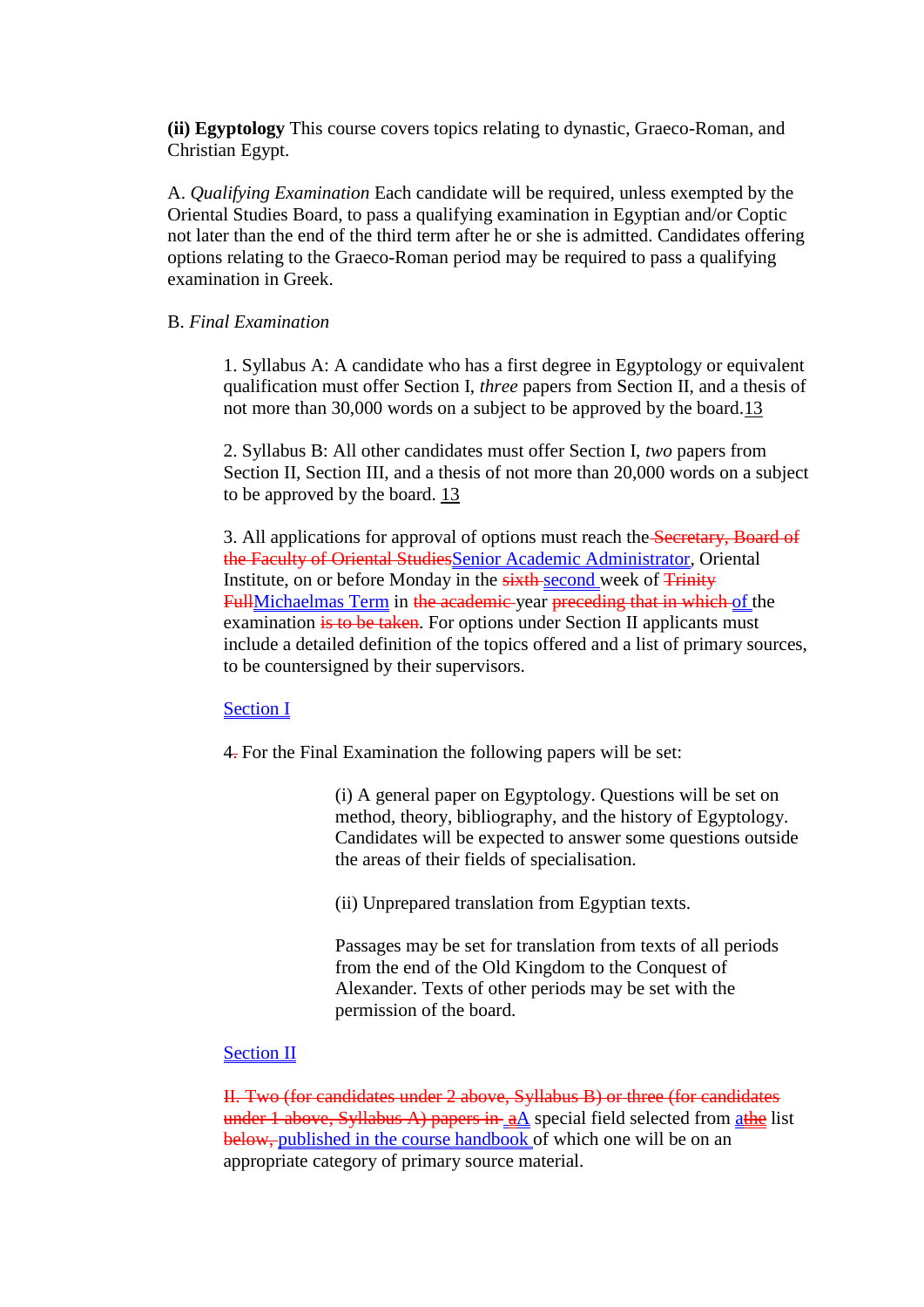**(ii) Egyptology** This course covers topics relating to dynastic, Graeco-Roman, and Christian Egypt.

A. *Qualifying Examination* Each candidate will be required, unless exempted by the Oriental Studies Board, to pass a qualifying examination in Egyptian and/or Coptic not later than the end of the third term after he or she is admitted. Candidates offering options relating to the Graeco-Roman period may be required to pass a qualifying examination in Greek.

B. *Final Examination*

1. Syllabus A: A candidate who has a first degree in Egyptology or equivalent qualification must offer Section I, *three* papers from Section II, and a thesis of not more than 30,000 words on a subject to be approved by the board.[13]

2. Syllabus B: All other candidates must offer Section I, *two* papers from Section II, Section III, and a thesis of not more than 20,000 words on a subject to be approved by the board. [13]

3. All applications for approval of options must reach the ~~Secretary, Board of the Faculty of Oriental Studies~~Senior Academic Administrator, Oriental Institute, on or before Monday in the ~~sixth~~ second week of ~~Trinity Full~~Michaelmas Term in ~~the academic~~ year ~~preceding that in which~~ of the examination ~~is to be taken~~. For options under Section II applicants must include a detailed definition of the topics offered and a list of primary sources, to be countersigned by their supervisors.

Section I

4~~.~~ For the Final Examination the following papers will be set:

(i) A general paper on Egyptology. Questions will be set on method, theory, bibliography, and the history of Egyptology. Candidates will be expected to answer some questions outside the areas of their fields of specialisation.

(ii) Unprepared translation from Egyptian texts.

Passages may be set for translation from texts of all periods from the end of the Old Kingdom to the Conquest of Alexander. Texts of other periods may be set with the permission of the board.

Section II

~~II. Two (for candidates under 2 above, Syllabus B) or three (for candidates under 1 above, Syllabus A) papers in~~ ~~a~~A special field selected from ~~a~~the list ~~below,~~ published in the course handbook of which one will be on an appropriate category of primary source material.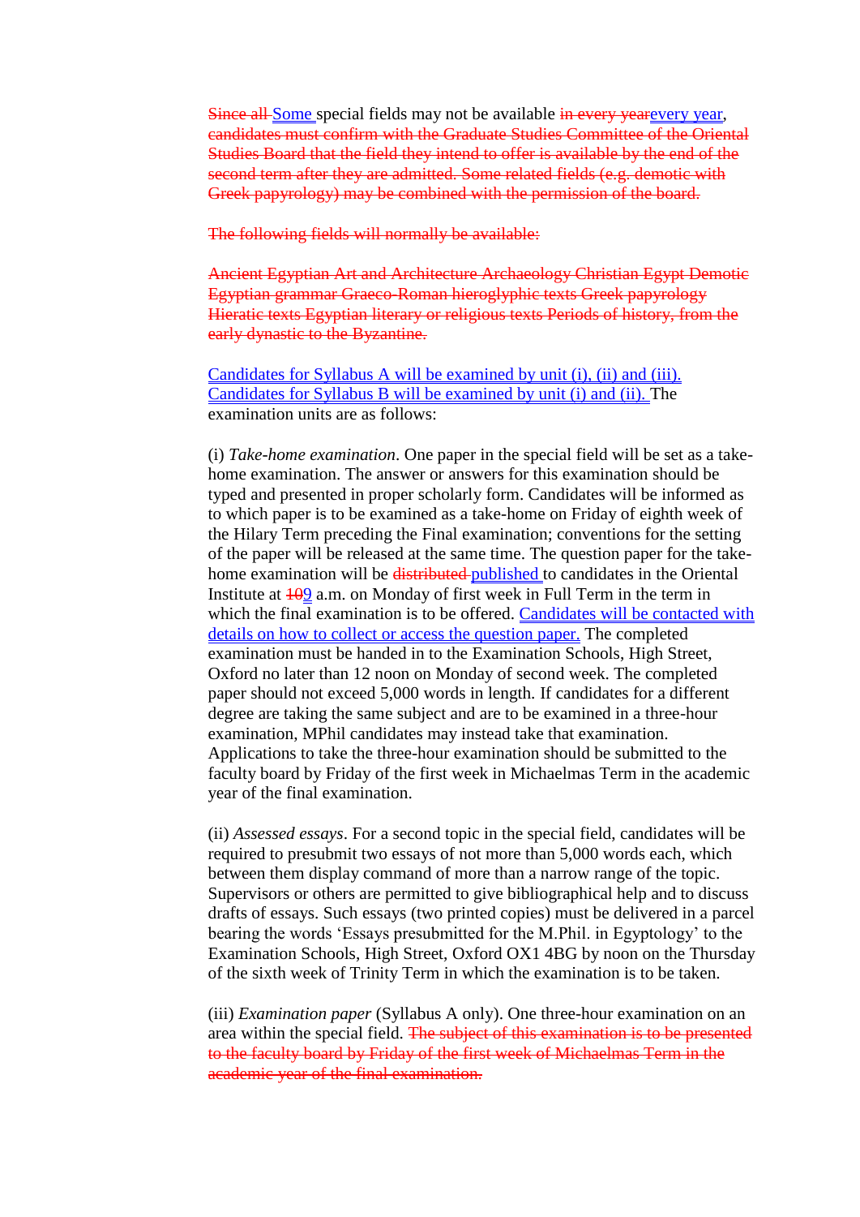~~Since all~~ Some special fields may not be available ~~in every year~~every year, ~~candidates must confirm with the Graduate Studies Committee of the Oriental Studies Board that the field they intend to offer is available by the end of the second term after they are admitted. Some related fields (e.g. demotic with Greek papyrology) may be combined with the permission of the board.~~

~~The following fields will normally be available:~~

~~Ancient Egyptian Art and Architecture Archaeology Christian Egypt Demotic Egyptian grammar Graeco-Roman hieroglyphic texts Greek papyrology Hieratic texts Egyptian literary or religious texts Periods of history, from the early dynastic to the Byzantine.~~

Candidates for Syllabus A will be examined by unit (i), (ii) and (iii). Candidates for Syllabus B will be examined by unit (i) and (ii). The examination units are as follows:

(i) *Take-home examination*. One paper in the special field will be set as a take-home examination. The answer or answers for this examination should be typed and presented in proper scholarly form. Candidates will be informed as to which paper is to be examined as a take-home on Friday of eighth week of the Hilary Term preceding the Final examination; conventions for the setting of the paper will be released at the same time. The question paper for the take-home examination will be ~~distributed~~ published to candidates in the Oriental Institute at ~~10~~9 a.m. on Monday of first week in Full Term in the term in which the final examination is to be offered. Candidates will be contacted with details on how to collect or access the question paper. The completed examination must be handed in to the Examination Schools, High Street, Oxford no later than 12 noon on Monday of second week. The completed paper should not exceed 5,000 words in length. If candidates for a different degree are taking the same subject and are to be examined in a three-hour examination, MPhil candidates may instead take that examination. Applications to take the three-hour examination should be submitted to the faculty board by Friday of the first week in Michaelmas Term in the academic year of the final examination.

(ii) *Assessed essays*. For a second topic in the special field, candidates will be required to presubmit two essays of not more than 5,000 words each, which between them display command of more than a narrow range of the topic. Supervisors or others are permitted to give bibliographical help and to discuss drafts of essays. Such essays (two printed copies) must be delivered in a parcel bearing the words 'Essays presubmitted for the M.Phil. in Egyptology' to the Examination Schools, High Street, Oxford OX1 4BG by noon on the Thursday of the sixth week of Trinity Term in which the examination is to be taken.

(iii) *Examination paper* (Syllabus A only). One three-hour examination on an area within the special field. ~~The subject of this examination is to be presented to the faculty board by Friday of the first week of Michaelmas Term in the academic year of the final examination.~~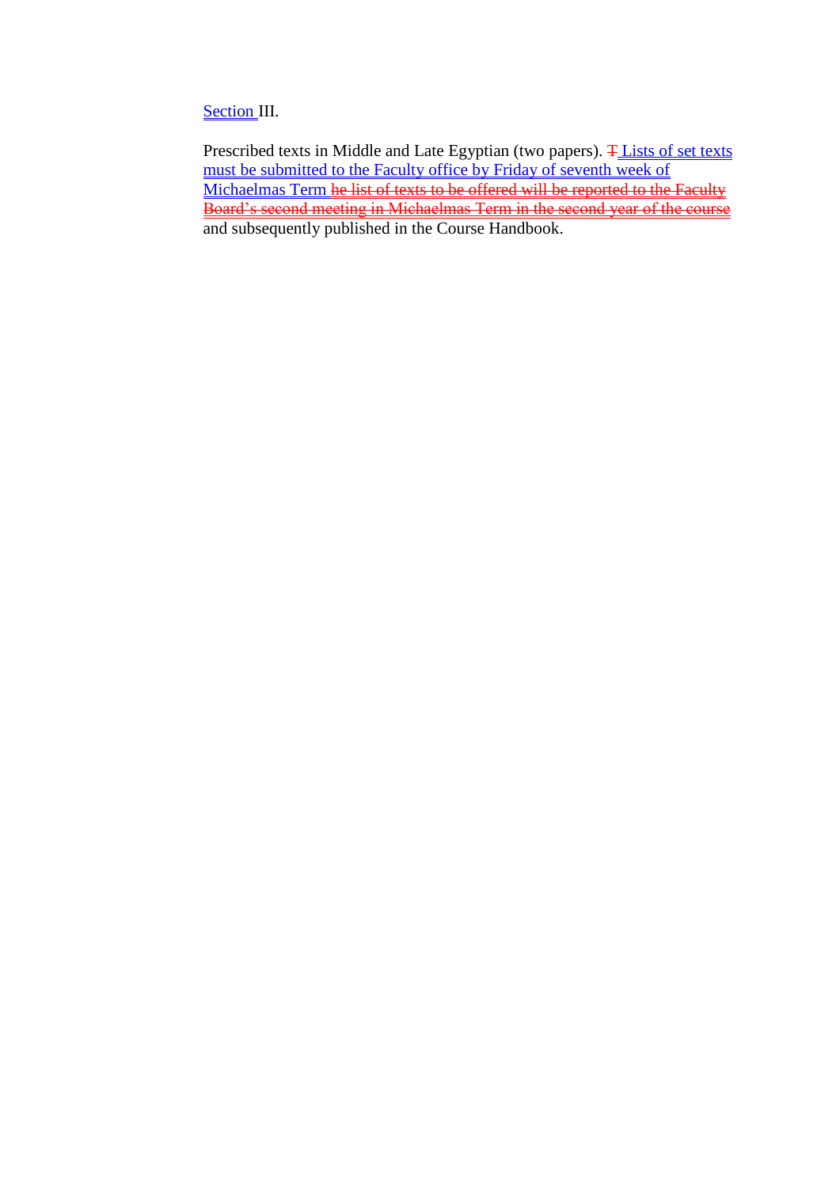Section III.

Prescribed texts in Middle and Late Egyptian (two papers). ~~T~~ Lists of set texts must be submitted to the Faculty office by Friday of seventh week of Michaelmas Term ~~he list of texts to be offered will be reported to the Faculty Board's second meeting in Michaelmas Term in the second year of the course~~ and subsequently published in the Course Handbook.